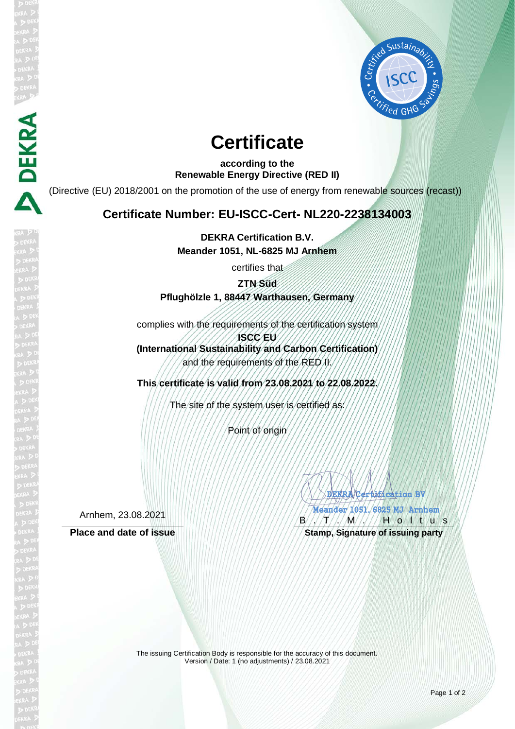# Certificate

**according to the**
**Renewable Energy Directive (RED II)**

(Directive (EU) 2018/2001 on the promotion of the use of energy from renewable sources (recast))

## Certificate Number: EU-ISCC-Cert- NL220-2238134003

**DEKRA Certification B.V.**
**Meander 1051, NL-6825 MJ Arnhem**

certifies that

**ZTN Süd**
**Pflughölzle 1, 88447 Warthausen, Germany**

complies with the requirements of the certification system
**ISCC EU**
**(International Sustainability and Carbon Certification)**
and the requirements of the RED II.

**This certificate is valid from 23.08.2021 to 22.08.2022.**

The site of the system user is certified as:

Point of origin

Arnhem, 23.08.2021

**Place and date of issue**

DEKRA Certification BV
Meander 1051, 6825 MJ Arnhem
B. T. M. Holtus

**Stamp, Signature of issuing party**

The issuing Certification Body is responsible for the accuracy of this document.
Version / Date: 1 (no adjustments) / 23.08.2021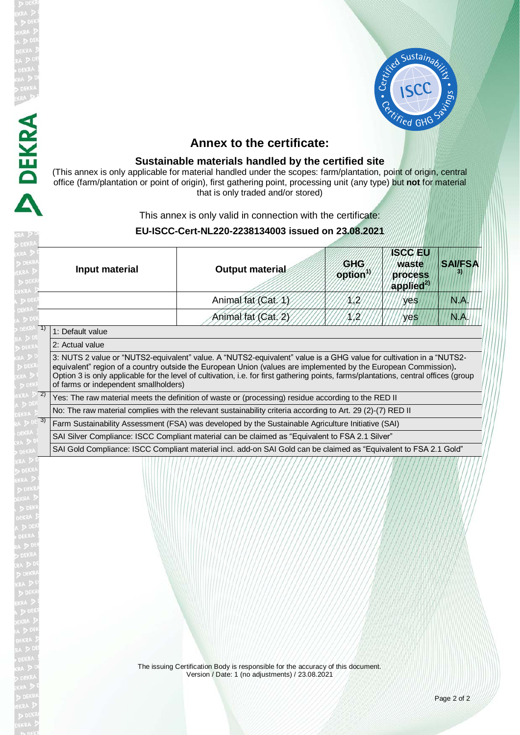# Annex to the certificate:

## Sustainable materials handled by the certified site

(This annex is only applicable for material handled under the scopes: farm/plantation, point of origin, central office (farm/plantation or point of origin), first gathering point, processing unit (any type) but **not** for material that is only traded and/or stored)

This annex is only valid in connection with the certificate:

**EU-ISCC-Cert-NL220-2238134003 issued on 23.08.2021**

| Input material | Output material | GHG option[1)] | ISCC EU waste process applied[2)] | SAI/FSA [3)] |
|---|---|---|---|---|
| | Animal fat (Cat. 1) | 1,2 | yes | N.A. |
| | Animal fat (Cat. 2) | 1,2 | yes | N.A. |

1) 1: Default value

2: Actual value

3: NUTS 2 value or "NUTS2-equivalent" value. A "NUTS2-equivalent" value is a GHG value for cultivation in a "NUTS2-equivalent" region of a country outside the European Union (values are implemented by the European Commission). Option 3 is only applicable for the level of cultivation, i.e. for first gathering points, farms/plantations, central offices (group of farms or independent smallholders)

2) Yes: The raw material meets the definition of waste or (processing) residue according to the RED II

No: The raw material complies with the relevant sustainability criteria according to Art. 29 (2)-(7) RED II

3) Farm Sustainability Assessment (FSA) was developed by the Sustainable Agriculture Initiative (SAI)

SAI Silver Compliance: ISCC Compliant material can be claimed as "Equivalent to FSA 2.1 Silver"

SAI Gold Compliance: ISCC Compliant material incl. add-on SAI Gold can be claimed as "Equivalent to FSA 2.1 Gold"

The issuing Certification Body is responsible for the accuracy of this document.
Version / Date: 1 (no adjustments) / 23.08.2021